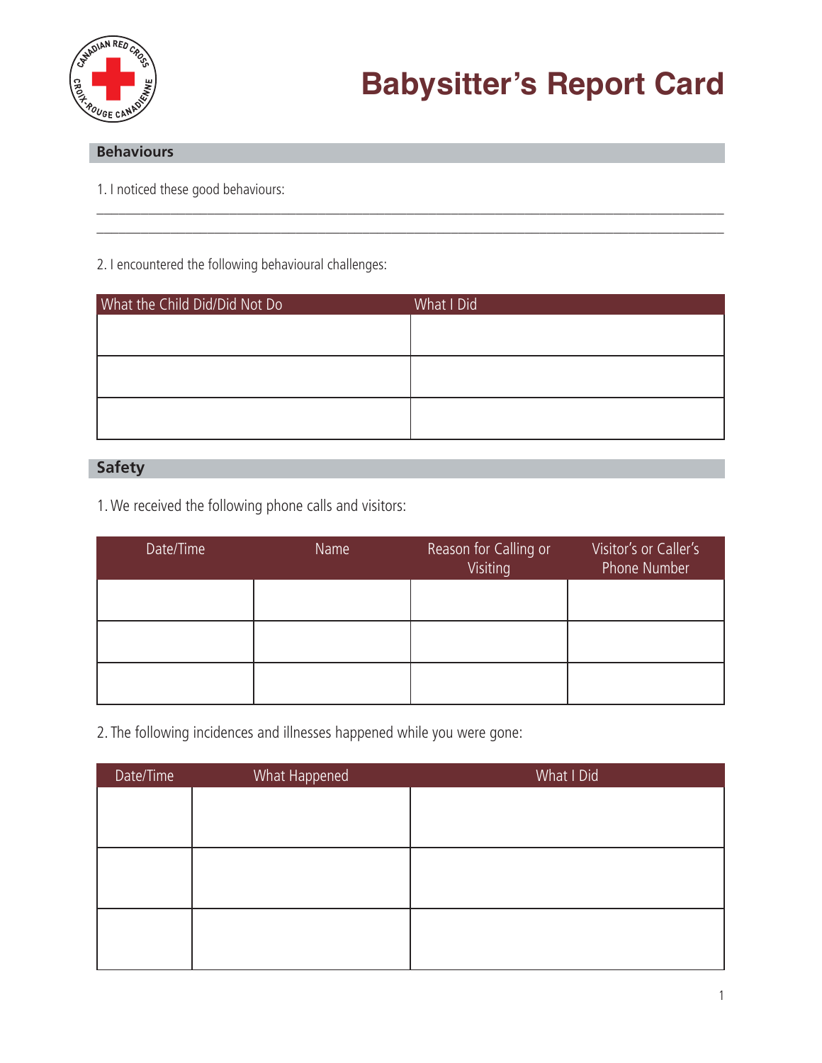# Babysitter's Report Card

## Behaviours

1. I noticed these good behaviours:

\_\_\_\_\_\_\_\_\_\_\_\_\_\_\_\_\_\_\_\_\_\_\_\_\_\_\_\_\_\_\_\_\_\_\_\_\_\_\_\_\_\_\_\_\_\_\_\_\_\_\_\_\_\_\_\_\_\_\_\_\_\_\_\_\_\_\_\_\_\_\_\_\_\_\_\_\_\_

\_\_\_\_\_\_\_\_\_\_\_\_\_\_\_\_\_\_\_\_\_\_\_\_\_\_\_\_\_\_\_\_\_\_\_\_\_\_\_\_\_\_\_\_\_\_\_\_\_\_\_\_\_\_\_\_\_\_\_\_\_\_\_\_\_\_\_\_\_\_\_\_\_\_\_\_\_\_

2. I encountered the following behavioural challenges:

| What the Child Did/Did Not Do | What I Did |
|---|---|
| | |
| | |
| | |

## Safety

1. We received the following phone calls and visitors:

| Date/Time | Name | Reason for Calling or Visiting | Visitor's or Caller's Phone Number |
|---|---|---|---|
| | | | |
| | | | |
| | | | |

2. The following incidences and illnesses happened while you were gone:

| Date/Time | What Happened | What I Did |
|---|---|---|
| | | |
| | | |
| | | |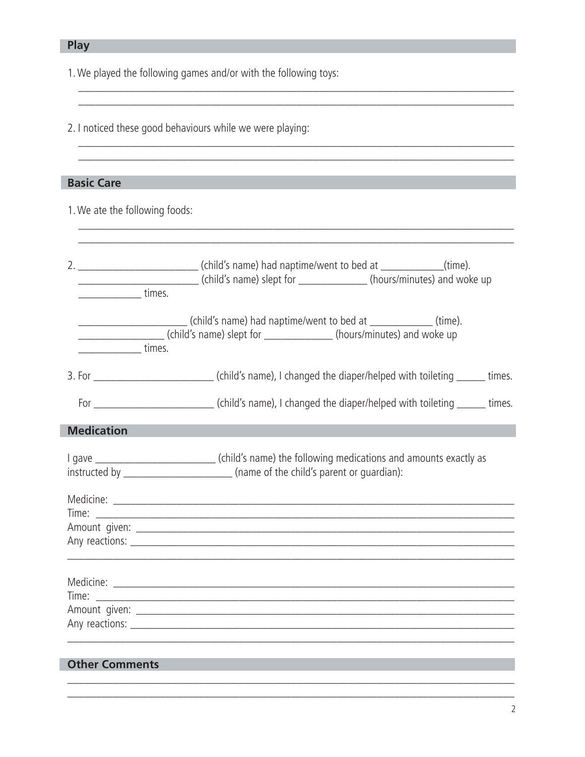## Play

1. We played the following games and/or with the following toys:

_______________________________________________________________________________

_______________________________________________________________________________

2. I noticed these good behaviours while we were playing:

_______________________________________________________________________________

_______________________________________________________________________________

## Basic Care

1. We ate the following foods:

_______________________________________________________________________________

_______________________________________________________________________________

2. ______________________ (child's name) had naptime/went to bed at ____________(time).
   ______________________ (child's name) slept for _____________ (hours/minutes) and woke up ____________ times.

   ____________________ (child's name) had naptime/went to bed at ____________ (time).
   ________________ (child's name) slept for _____________ (hours/minutes) and woke up ____________ times.

3. For ______________________ (child's name), I changed the diaper/helped with toileting ______ times.

   For ______________________ (child's name), I changed the diaper/helped with toileting ______ times.

## Medication

I gave ______________________ (child's name) the following medications and amounts exactly as instructed by ____________________ (name of the child's parent or guardian):

Medicine: ______________________________________________________________________
Time: _________________________________________________________________________
Amount given: __________________________________________________________________
Any reactions: __________________________________________________________________

_______________________________________________________________________________

Medicine: ______________________________________________________________________
Time: _________________________________________________________________________
Amount given: __________________________________________________________________
Any reactions: __________________________________________________________________

_______________________________________________________________________________

## Other Comments

_______________________________________________________________________________

_______________________________________________________________________________